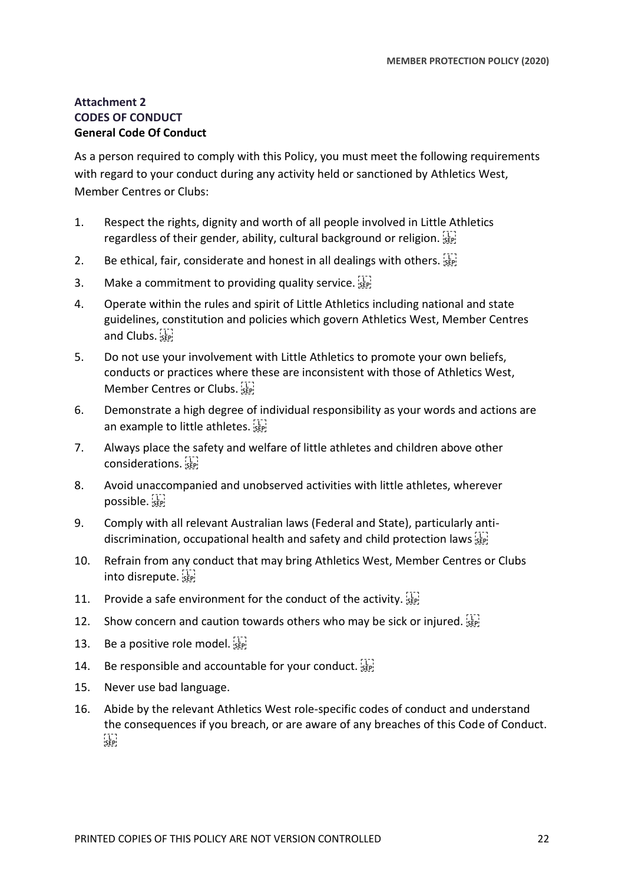## Attachment 2
## CODES OF CONDUCT
### General Code Of Conduct

As a person required to comply with this Policy, you must meet the following requirements with regard to your conduct during any activity held or sanctioned by Athletics West, Member Centres or Clubs:

1. Respect the rights, dignity and worth of all people involved in Little Athletics regardless of their gender, ability, cultural background or religion.
2. Be ethical, fair, considerate and honest in all dealings with others.
3. Make a commitment to providing quality service.
4. Operate within the rules and spirit of Little Athletics including national and state guidelines, constitution and policies which govern Athletics West, Member Centres and Clubs.
5. Do not use your involvement with Little Athletics to promote your own beliefs, conducts or practices where these are inconsistent with those of Athletics West, Member Centres or Clubs.
6. Demonstrate a high degree of individual responsibility as your words and actions are an example to little athletes.
7. Always place the safety and welfare of little athletes and children above other considerations.
8. Avoid unaccompanied and unobserved activities with little athletes, wherever possible.
9. Comply with all relevant Australian laws (Federal and State), particularly anti-discrimination, occupational health and safety and child protection laws
10. Refrain from any conduct that may bring Athletics West, Member Centres or Clubs into disrepute.
11. Provide a safe environment for the conduct of the activity.
12. Show concern and caution towards others who may be sick or injured.
13. Be a positive role model.
14. Be responsible and accountable for your conduct.
15. Never use bad language.
16. Abide by the relevant Athletics West role-specific codes of conduct and understand the consequences if you breach, or are aware of any breaches of this Code of Conduct.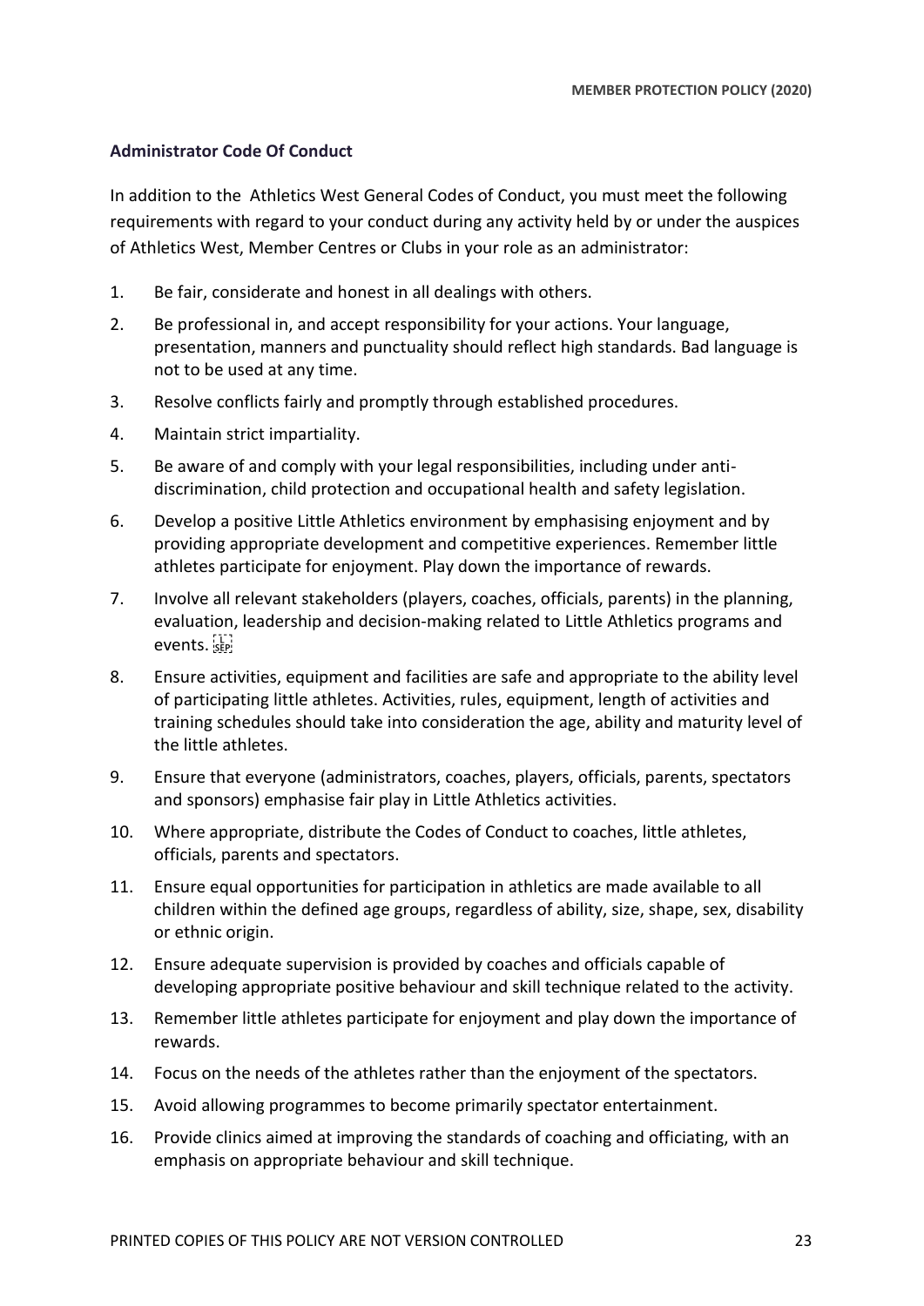### Administrator Code Of Conduct

In addition to the  Athletics West General Codes of Conduct, you must meet the following requirements with regard to your conduct during any activity held by or under the auspices of Athletics West, Member Centres or Clubs in your role as an administrator:

1. Be fair, considerate and honest in all dealings with others.
2. Be professional in, and accept responsibility for your actions. Your language, presentation, manners and punctuality should reflect high standards. Bad language is not to be used at any time.
3. Resolve conflicts fairly and promptly through established procedures.
4. Maintain strict impartiality.
5. Be aware of and comply with your legal responsibilities, including under anti-discrimination, child protection and occupational health and safety legislation.
6. Develop a positive Little Athletics environment by emphasising enjoyment and by providing appropriate development and competitive experiences. Remember little athletes participate for enjoyment. Play down the importance of rewards.
7. Involve all relevant stakeholders (players, coaches, officials, parents) in the planning, evaluation, leadership and decision-making related to Little Athletics programs and events.
8. Ensure activities, equipment and facilities are safe and appropriate to the ability level of participating little athletes. Activities, rules, equipment, length of activities and training schedules should take into consideration the age, ability and maturity level of the little athletes.
9. Ensure that everyone (administrators, coaches, players, officials, parents, spectators and sponsors) emphasise fair play in Little Athletics activities.
10. Where appropriate, distribute the Codes of Conduct to coaches, little athletes, officials, parents and spectators.
11. Ensure equal opportunities for participation in athletics are made available to all children within the defined age groups, regardless of ability, size, shape, sex, disability or ethnic origin.
12. Ensure adequate supervision is provided by coaches and officials capable of developing appropriate positive behaviour and skill technique related to the activity.
13. Remember little athletes participate for enjoyment and play down the importance of rewards.
14. Focus on the needs of the athletes rather than the enjoyment of the spectators.
15. Avoid allowing programmes to become primarily spectator entertainment.
16. Provide clinics aimed at improving the standards of coaching and officiating, with an emphasis on appropriate behaviour and skill technique.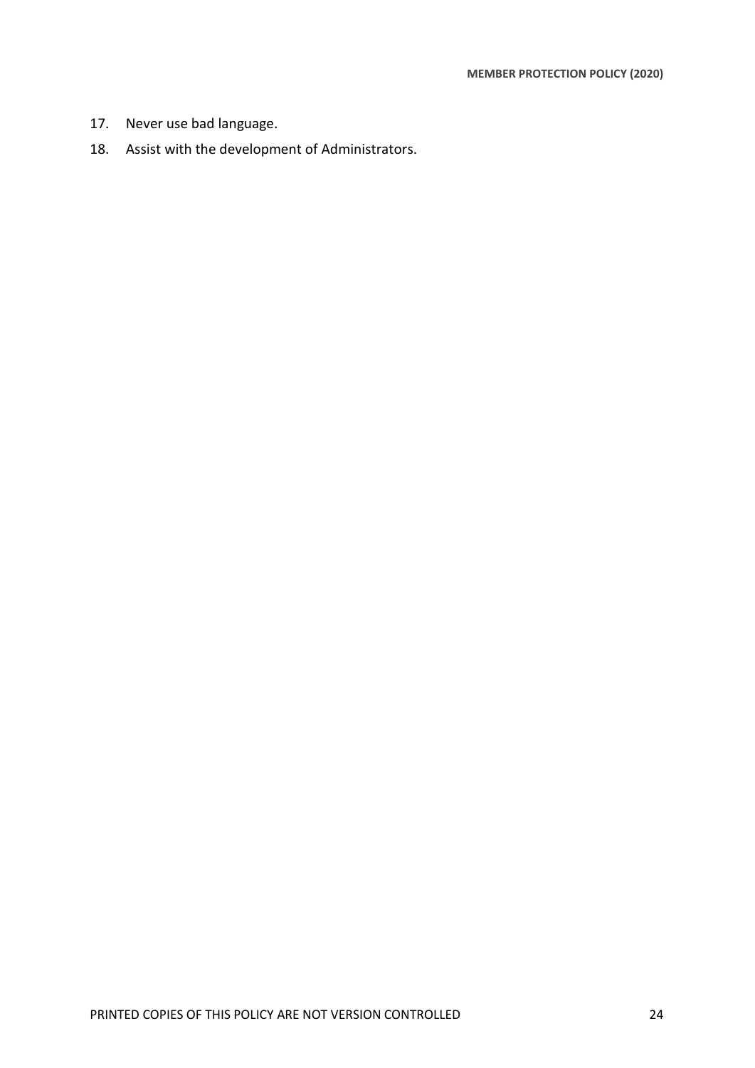17. Never use bad language.
18. Assist with the development of Administrators.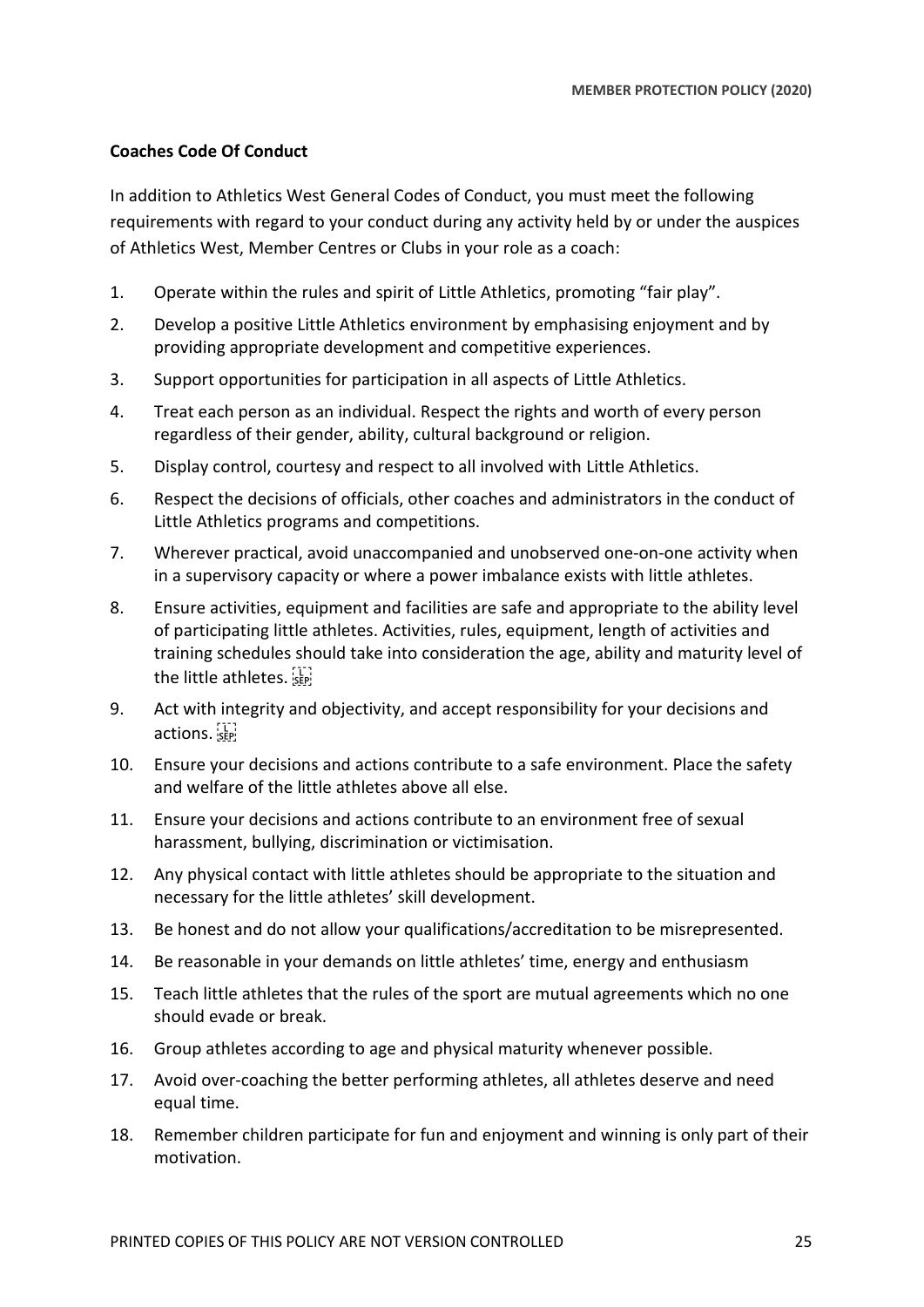## Coaches Code Of Conduct

In addition to Athletics West General Codes of Conduct, you must meet the following requirements with regard to your conduct during any activity held by or under the auspices of Athletics West, Member Centres or Clubs in your role as a coach:

1. Operate within the rules and spirit of Little Athletics, promoting "fair play".
2. Develop a positive Little Athletics environment by emphasising enjoyment and by providing appropriate development and competitive experiences.
3. Support opportunities for participation in all aspects of Little Athletics.
4. Treat each person as an individual. Respect the rights and worth of every person regardless of their gender, ability, cultural background or religion.
5. Display control, courtesy and respect to all involved with Little Athletics.
6. Respect the decisions of officials, other coaches and administrators in the conduct of Little Athletics programs and competitions.
7. Wherever practical, avoid unaccompanied and unobserved one-on-one activity when in a supervisory capacity or where a power imbalance exists with little athletes.
8. Ensure activities, equipment and facilities are safe and appropriate to the ability level of participating little athletes. Activities, rules, equipment, length of activities and training schedules should take into consideration the age, ability and maturity level of the little athletes.
9. Act with integrity and objectivity, and accept responsibility for your decisions and actions.
10. Ensure your decisions and actions contribute to a safe environment. Place the safety and welfare of the little athletes above all else.
11. Ensure your decisions and actions contribute to an environment free of sexual harassment, bullying, discrimination or victimisation.
12. Any physical contact with little athletes should be appropriate to the situation and necessary for the little athletes' skill development.
13. Be honest and do not allow your qualifications/accreditation to be misrepresented.
14. Be reasonable in your demands on little athletes' time, energy and enthusiasm
15. Teach little athletes that the rules of the sport are mutual agreements which no one should evade or break.
16. Group athletes according to age and physical maturity whenever possible.
17. Avoid over-coaching the better performing athletes, all athletes deserve and need equal time.
18. Remember children participate for fun and enjoyment and winning is only part of their motivation.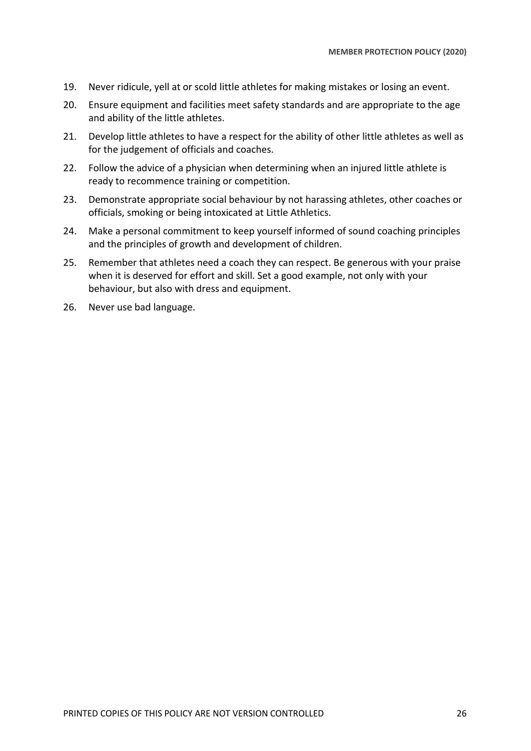19. Never ridicule, yell at or scold little athletes for making mistakes or losing an event.
20. Ensure equipment and facilities meet safety standards and are appropriate to the age and ability of the little athletes.
21. Develop little athletes to have a respect for the ability of other little athletes as well as for the judgement of officials and coaches.
22. Follow the advice of a physician when determining when an injured little athlete is ready to recommence training or competition.
23. Demonstrate appropriate social behaviour by not harassing athletes, other coaches or officials, smoking or being intoxicated at Little Athletics.
24. Make a personal commitment to keep yourself informed of sound coaching principles and the principles of growth and development of children.
25. Remember that athletes need a coach they can respect. Be generous with your praise when it is deserved for effort and skill. Set a good example, not only with your behaviour, but also with dress and equipment.
26. Never use bad language.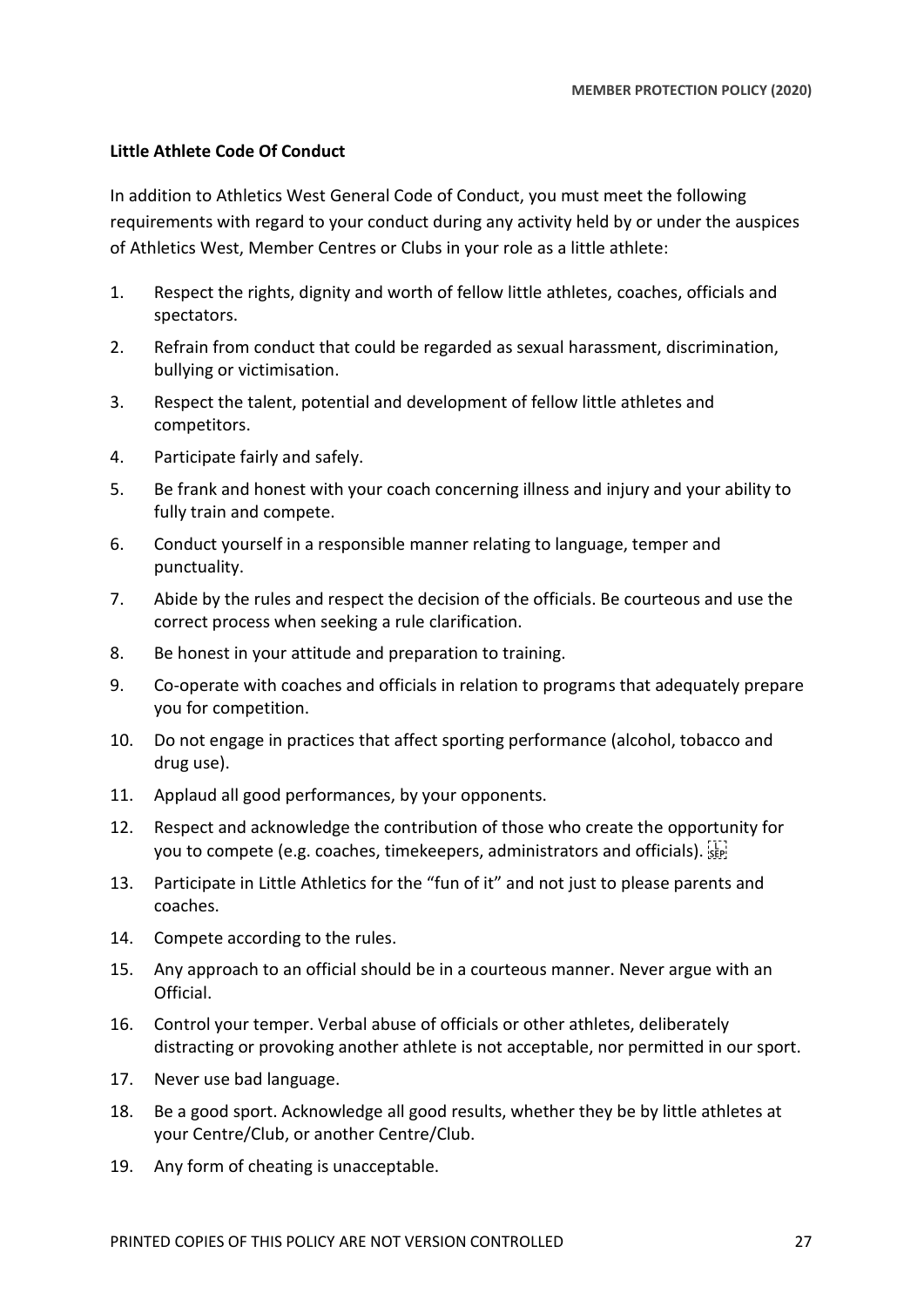**Little Athlete Code Of Conduct**

In addition to Athletics West General Code of Conduct, you must meet the following requirements with regard to your conduct during any activity held by or under the auspices of Athletics West, Member Centres or Clubs in your role as a little athlete:

1. Respect the rights, dignity and worth of fellow little athletes, coaches, officials and spectators.
2. Refrain from conduct that could be regarded as sexual harassment, discrimination, bullying or victimisation.
3. Respect the talent, potential and development of fellow little athletes and competitors.
4. Participate fairly and safely.
5. Be frank and honest with your coach concerning illness and injury and your ability to fully train and compete.
6. Conduct yourself in a responsible manner relating to language, temper and punctuality.
7. Abide by the rules and respect the decision of the officials. Be courteous and use the correct process when seeking a rule clarification.
8. Be honest in your attitude and preparation to training.
9. Co-operate with coaches and officials in relation to programs that adequately prepare you for competition.
10. Do not engage in practices that affect sporting performance (alcohol, tobacco and drug use).
11. Applaud all good performances, by your opponents.
12. Respect and acknowledge the contribution of those who create the opportunity for you to compete (e.g. coaches, timekeepers, administrators and officials).
13. Participate in Little Athletics for the "fun of it" and not just to please parents and coaches.
14. Compete according to the rules.
15. Any approach to an official should be in a courteous manner. Never argue with an Official.
16. Control your temper. Verbal abuse of officials or other athletes, deliberately distracting or provoking another athlete is not acceptable, nor permitted in our sport.
17. Never use bad language.
18. Be a good sport. Acknowledge all good results, whether they be by little athletes at your Centre/Club, or another Centre/Club.
19. Any form of cheating is unacceptable.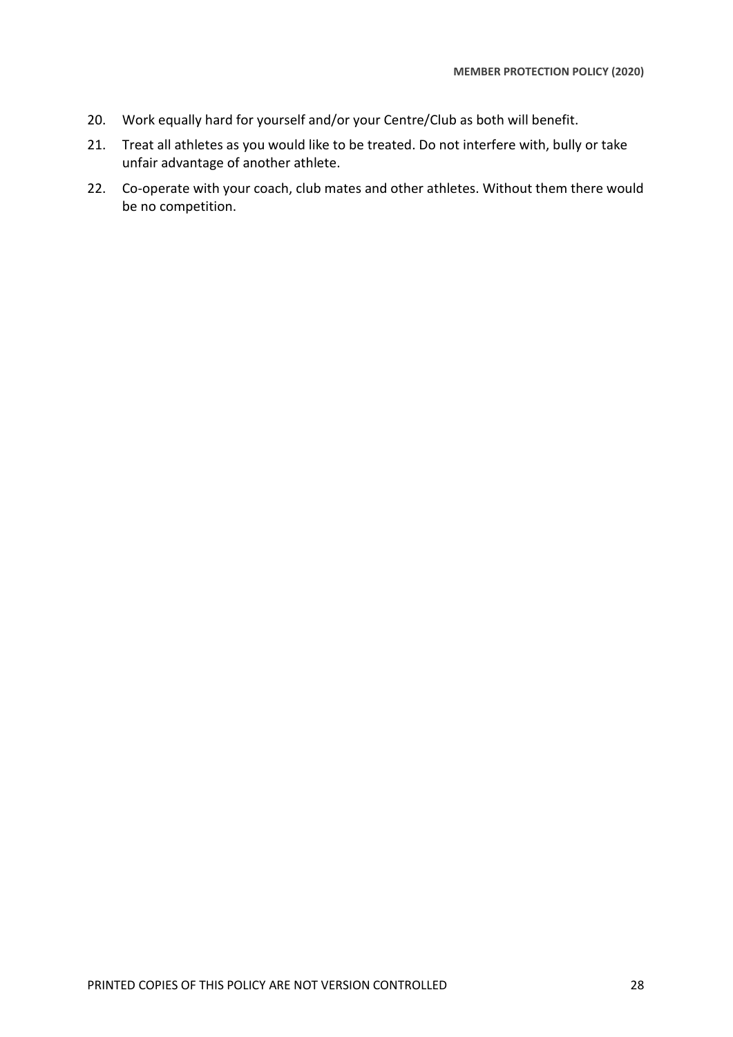20. Work equally hard for yourself and/or your Centre/Club as both will benefit.
21. Treat all athletes as you would like to be treated. Do not interfere with, bully or take unfair advantage of another athlete.
22. Co-operate with your coach, club mates and other athletes. Without them there would be no competition.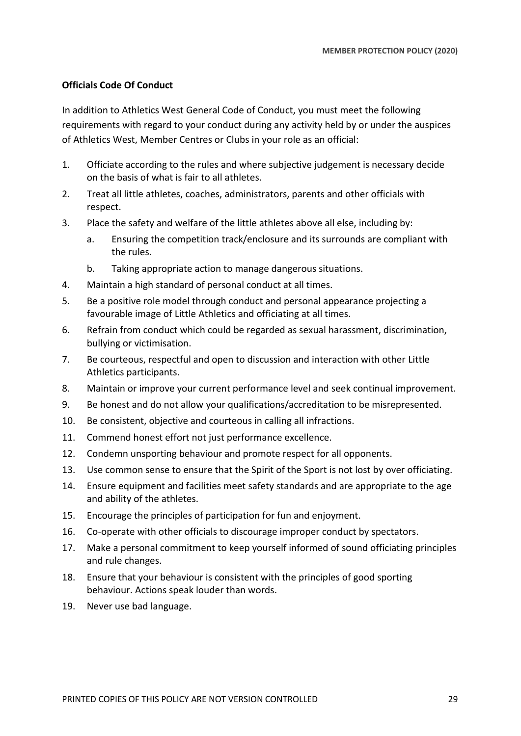**Officials Code Of Conduct**

In addition to Athletics West General Code of Conduct, you must meet the following requirements with regard to your conduct during any activity held by or under the auspices of Athletics West, Member Centres or Clubs in your role as an official:

1. Officiate according to the rules and where subjective judgement is necessary decide on the basis of what is fair to all athletes.
2. Treat all little athletes, coaches, administrators, parents and other officials with respect.
3. Place the safety and welfare of the little athletes above all else, including by:
   a. Ensuring the competition track/enclosure and its surrounds are compliant with the rules.
   b. Taking appropriate action to manage dangerous situations.
4. Maintain a high standard of personal conduct at all times.
5. Be a positive role model through conduct and personal appearance projecting a favourable image of Little Athletics and officiating at all times.
6. Refrain from conduct which could be regarded as sexual harassment, discrimination, bullying or victimisation.
7. Be courteous, respectful and open to discussion and interaction with other Little Athletics participants.
8. Maintain or improve your current performance level and seek continual improvement.
9. Be honest and do not allow your qualifications/accreditation to be misrepresented.
10. Be consistent, objective and courteous in calling all infractions.
11. Commend honest effort not just performance excellence.
12. Condemn unsporting behaviour and promote respect for all opponents.
13. Use common sense to ensure that the Spirit of the Sport is not lost by over officiating.
14. Ensure equipment and facilities meet safety standards and are appropriate to the age and ability of the athletes.
15. Encourage the principles of participation for fun and enjoyment.
16. Co-operate with other officials to discourage improper conduct by spectators.
17. Make a personal commitment to keep yourself informed of sound officiating principles and rule changes.
18. Ensure that your behaviour is consistent with the principles of good sporting behaviour. Actions speak louder than words.
19. Never use bad language.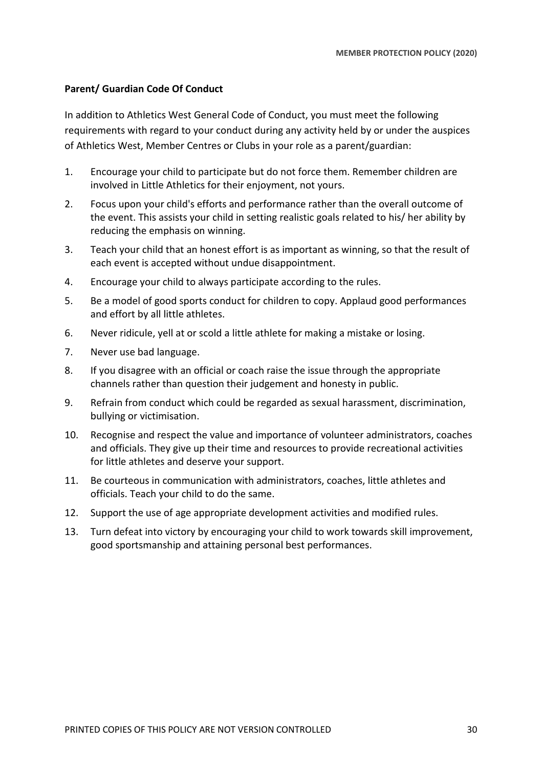**Parent/ Guardian Code Of Conduct**

In addition to Athletics West General Code of Conduct, you must meet the following requirements with regard to your conduct during any activity held by or under the auspices of Athletics West, Member Centres or Clubs in your role as a parent/guardian:

1. Encourage your child to participate but do not force them. Remember children are involved in Little Athletics for their enjoyment, not yours.
2. Focus upon your child's efforts and performance rather than the overall outcome of the event. This assists your child in setting realistic goals related to his/ her ability by reducing the emphasis on winning.
3. Teach your child that an honest effort is as important as winning, so that the result of each event is accepted without undue disappointment.
4. Encourage your child to always participate according to the rules.
5. Be a model of good sports conduct for children to copy. Applaud good performances and effort by all little athletes.
6. Never ridicule, yell at or scold a little athlete for making a mistake or losing.
7. Never use bad language.
8. If you disagree with an official or coach raise the issue through the appropriate channels rather than question their judgement and honesty in public.
9. Refrain from conduct which could be regarded as sexual harassment, discrimination, bullying or victimisation.
10. Recognise and respect the value and importance of volunteer administrators, coaches and officials. They give up their time and resources to provide recreational activities for little athletes and deserve your support.
11. Be courteous in communication with administrators, coaches, little athletes and officials. Teach your child to do the same.
12. Support the use of age appropriate development activities and modified rules.
13. Turn defeat into victory by encouraging your child to work towards skill improvement, good sportsmanship and attaining personal best performances.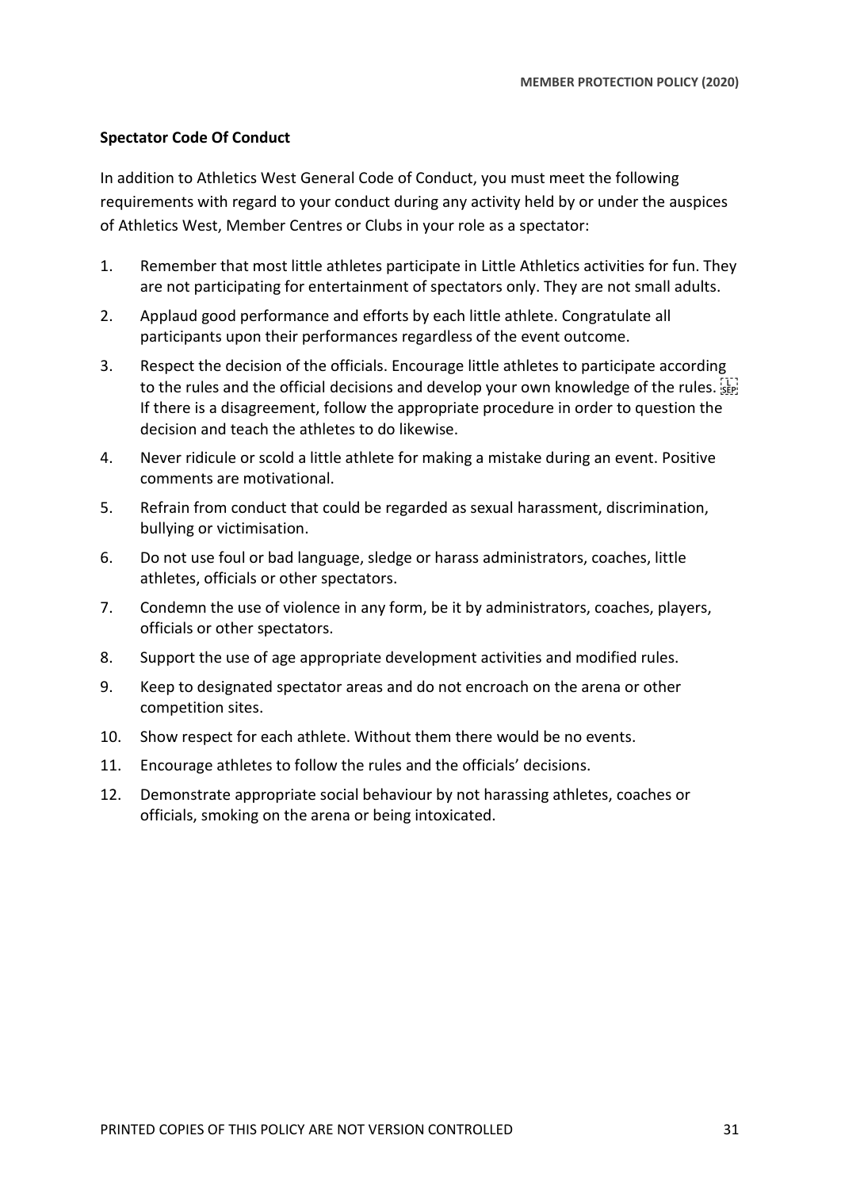**Spectator Code Of Conduct**

In addition to Athletics West General Code of Conduct, you must meet the following requirements with regard to your conduct during any activity held by or under the auspices of Athletics West, Member Centres or Clubs in your role as a spectator:

1. Remember that most little athletes participate in Little Athletics activities for fun. They are not participating for entertainment of spectators only. They are not small adults.
2. Applaud good performance and efforts by each little athlete. Congratulate all participants upon their performances regardless of the event outcome.
3. Respect the decision of the officials. Encourage little athletes to participate according to the rules and the official decisions and develop your own knowledge of the rules. If there is a disagreement, follow the appropriate procedure in order to question the decision and teach the athletes to do likewise.
4. Never ridicule or scold a little athlete for making a mistake during an event. Positive comments are motivational.
5. Refrain from conduct that could be regarded as sexual harassment, discrimination, bullying or victimisation.
6. Do not use foul or bad language, sledge or harass administrators, coaches, little athletes, officials or other spectators.
7. Condemn the use of violence in any form, be it by administrators, coaches, players, officials or other spectators.
8. Support the use of age appropriate development activities and modified rules.
9. Keep to designated spectator areas and do not encroach on the arena or other competition sites.
10. Show respect for each athlete. Without them there would be no events.
11. Encourage athletes to follow the rules and the officials' decisions.
12. Demonstrate appropriate social behaviour by not harassing athletes, coaches or officials, smoking on the arena or being intoxicated.